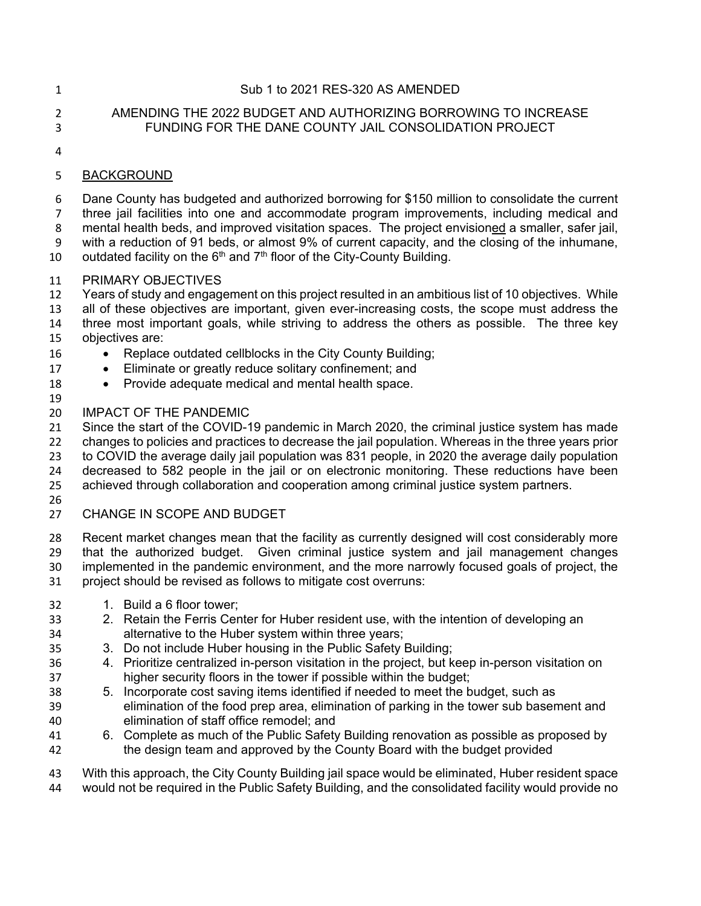Sub 1 to 2021 RES-320 AS AMENDED

# AMENDING THE 2022 BUDGET AND AUTHORIZING BORROWING TO INCREASE FUNDING FOR THE DANE COUNTY JAIL CONSOLIDATION PROJECT

## BACKGROUND

Dane County has budgeted and authorized borrowing for $150 million to consolidate the current three jail facilities into one and accommodate program improvements, including medical and mental health beds, and improved visitation spaces. The project envisioned a smaller, safer jail, with a reduction of 91 beds, or almost 9% of current capacity, and the closing of the inhumane, outdated facility on the 6th and 7th floor of the City-County Building.

## PRIMARY OBJECTIVES

Years of study and engagement on this project resulted in an ambitious list of 10 objectives. While all of these objectives are important, given ever-increasing costs, the scope must address the three most important goals, while striving to address the others as possible. The three key objectives are:

- Replace outdated cellblocks in the City County Building;
- Eliminate or greatly reduce solitary confinement; and
- Provide adequate medical and mental health space.

## IMPACT OF THE PANDEMIC

Since the start of the COVID-19 pandemic in March 2020, the criminal justice system has made changes to policies and practices to decrease the jail population. Whereas in the three years prior to COVID the average daily jail population was 831 people, in 2020 the average daily population decreased to 582 people in the jail or on electronic monitoring. These reductions have been achieved through collaboration and cooperation among criminal justice system partners.

## CHANGE IN SCOPE AND BUDGET

Recent market changes mean that the facility as currently designed will cost considerably more that the authorized budget. Given criminal justice system and jail management changes implemented in the pandemic environment, and the more narrowly focused goals of project, the project should be revised as follows to mitigate cost overruns:

1. Build a 6 floor tower;
2. Retain the Ferris Center for Huber resident use, with the intention of developing an alternative to the Huber system within three years;
3. Do not include Huber housing in the Public Safety Building;
4. Prioritize centralized in-person visitation in the project, but keep in-person visitation on higher security floors in the tower if possible within the budget;
5. Incorporate cost saving items identified if needed to meet the budget, such as elimination of the food prep area, elimination of parking in the tower sub basement and elimination of staff office remodel; and
6. Complete as much of the Public Safety Building renovation as possible as proposed by the design team and approved by the County Board with the budget provided

With this approach, the City County Building jail space would be eliminated, Huber resident space would not be required in the Public Safety Building, and the consolidated facility would provide no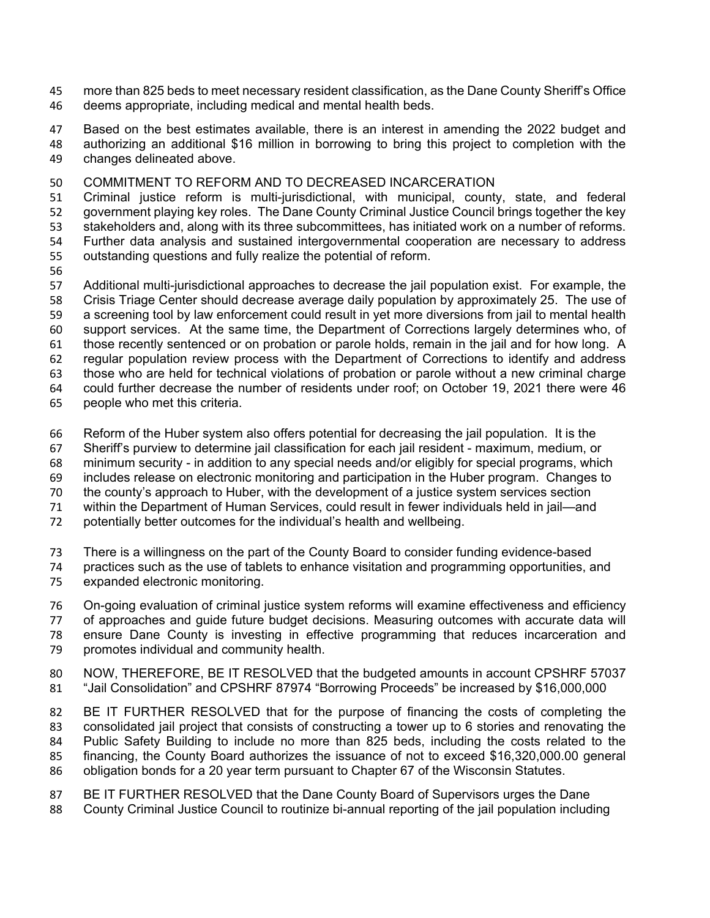more than 825 beds to meet necessary resident classification, as the Dane County Sheriff's Office deems appropriate, including medical and mental health beds.

Based on the best estimates available, there is an interest in amending the 2022 budget and authorizing an additional $16 million in borrowing to bring this project to completion with the changes delineated above.

COMMITMENT TO REFORM AND TO DECREASED INCARCERATION

Criminal justice reform is multi-jurisdictional, with municipal, county, state, and federal government playing key roles. The Dane County Criminal Justice Council brings together the key stakeholders and, along with its three subcommittees, has initiated work on a number of reforms. Further data analysis and sustained intergovernmental cooperation are necessary to address outstanding questions and fully realize the potential of reform.

Additional multi-jurisdictional approaches to decrease the jail population exist. For example, the Crisis Triage Center should decrease average daily population by approximately 25. The use of a screening tool by law enforcement could result in yet more diversions from jail to mental health support services. At the same time, the Department of Corrections largely determines who, of those recently sentenced or on probation or parole holds, remain in the jail and for how long. A regular population review process with the Department of Corrections to identify and address those who are held for technical violations of probation or parole without a new criminal charge could further decrease the number of residents under roof; on October 19, 2021 there were 46 people who met this criteria.

Reform of the Huber system also offers potential for decreasing the jail population. It is the Sheriff's purview to determine jail classification for each jail resident - maximum, medium, or minimum security - in addition to any special needs and/or eligibly for special programs, which includes release on electronic monitoring and participation in the Huber program. Changes to the county's approach to Huber, with the development of a justice system services section within the Department of Human Services, could result in fewer individuals held in jail—and potentially better outcomes for the individual's health and wellbeing.

There is a willingness on the part of the County Board to consider funding evidence-based practices such as the use of tablets to enhance visitation and programming opportunities, and expanded electronic monitoring.

On-going evaluation of criminal justice system reforms will examine effectiveness and efficiency of approaches and guide future budget decisions. Measuring outcomes with accurate data will ensure Dane County is investing in effective programming that reduces incarceration and promotes individual and community health.

NOW, THEREFORE, BE IT RESOLVED that the budgeted amounts in account CPSHRF 57037 "Jail Consolidation" and CPSHRF 87974 "Borrowing Proceeds" be increased by $16,000,000

BE IT FURTHER RESOLVED that for the purpose of financing the costs of completing the consolidated jail project that consists of constructing a tower up to 6 stories and renovating the Public Safety Building to include no more than 825 beds, including the costs related to the financing, the County Board authorizes the issuance of not to exceed $16,320,000.00 general obligation bonds for a 20 year term pursuant to Chapter 67 of the Wisconsin Statutes.

BE IT FURTHER RESOLVED that the Dane County Board of Supervisors urges the Dane County Criminal Justice Council to routinize bi-annual reporting of the jail population including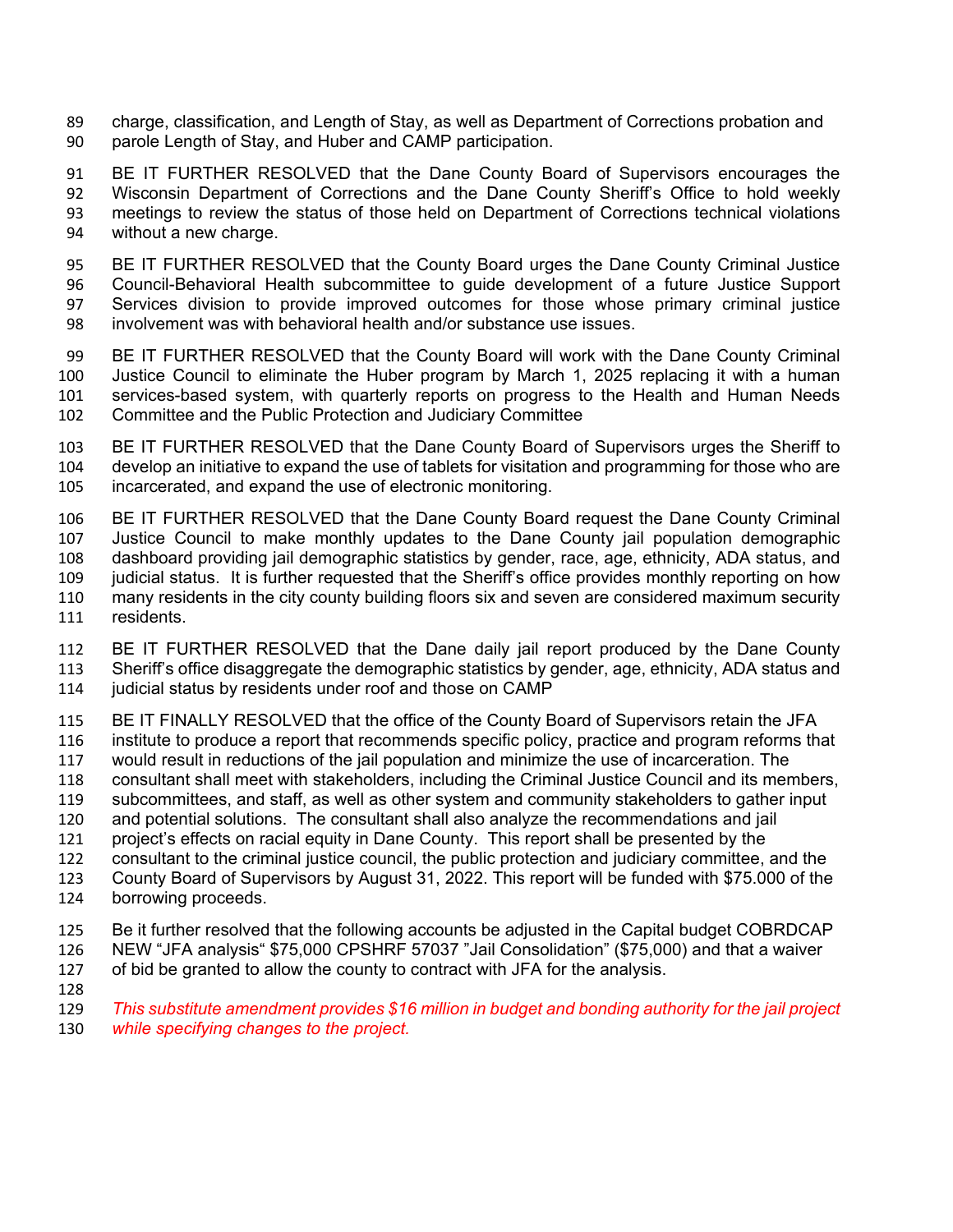charge, classification, and Length of Stay, as well as Department of Corrections probation and parole Length of Stay, and Huber and CAMP participation.

BE IT FURTHER RESOLVED that the Dane County Board of Supervisors encourages the Wisconsin Department of Corrections and the Dane County Sheriff's Office to hold weekly meetings to review the status of those held on Department of Corrections technical violations without a new charge.

BE IT FURTHER RESOLVED that the County Board urges the Dane County Criminal Justice Council-Behavioral Health subcommittee to guide development of a future Justice Support Services division to provide improved outcomes for those whose primary criminal justice involvement was with behavioral health and/or substance use issues.

BE IT FURTHER RESOLVED that the County Board will work with the Dane County Criminal Justice Council to eliminate the Huber program by March 1, 2025 replacing it with a human services-based system, with quarterly reports on progress to the Health and Human Needs Committee and the Public Protection and Judiciary Committee

BE IT FURTHER RESOLVED that the Dane County Board of Supervisors urges the Sheriff to develop an initiative to expand the use of tablets for visitation and programming for those who are incarcerated, and expand the use of electronic monitoring.

BE IT FURTHER RESOLVED that the Dane County Board request the Dane County Criminal Justice Council to make monthly updates to the Dane County jail population demographic dashboard providing jail demographic statistics by gender, race, age, ethnicity, ADA status, and judicial status. It is further requested that the Sheriff's office provides monthly reporting on how many residents in the city county building floors six and seven are considered maximum security residents.

BE IT FURTHER RESOLVED that the Dane daily jail report produced by the Dane County Sheriff's office disaggregate the demographic statistics by gender, age, ethnicity, ADA status and judicial status by residents under roof and those on CAMP

BE IT FINALLY RESOLVED that the office of the County Board of Supervisors retain the JFA institute to produce a report that recommends specific policy, practice and program reforms that would result in reductions of the jail population and minimize the use of incarceration. The consultant shall meet with stakeholders, including the Criminal Justice Council and its members, subcommittees, and staff, as well as other system and community stakeholders to gather input and potential solutions. The consultant shall also analyze the recommendations and jail project's effects on racial equity in Dane County. This report shall be presented by the consultant to the criminal justice council, the public protection and judiciary committee, and the County Board of Supervisors by August 31, 2022. This report will be funded with $75.000 of the borrowing proceeds.

Be it further resolved that the following accounts be adjusted in the Capital budget COBRDCAP NEW "JFA analysis" $75,000 CPSHRF 57037 "Jail Consolidation" ($75,000) and that a waiver of bid be granted to allow the county to contract with JFA for the analysis.

*This substitute amendment provides $16 million in budget and bonding authority for the jail project while specifying changes to the project.*